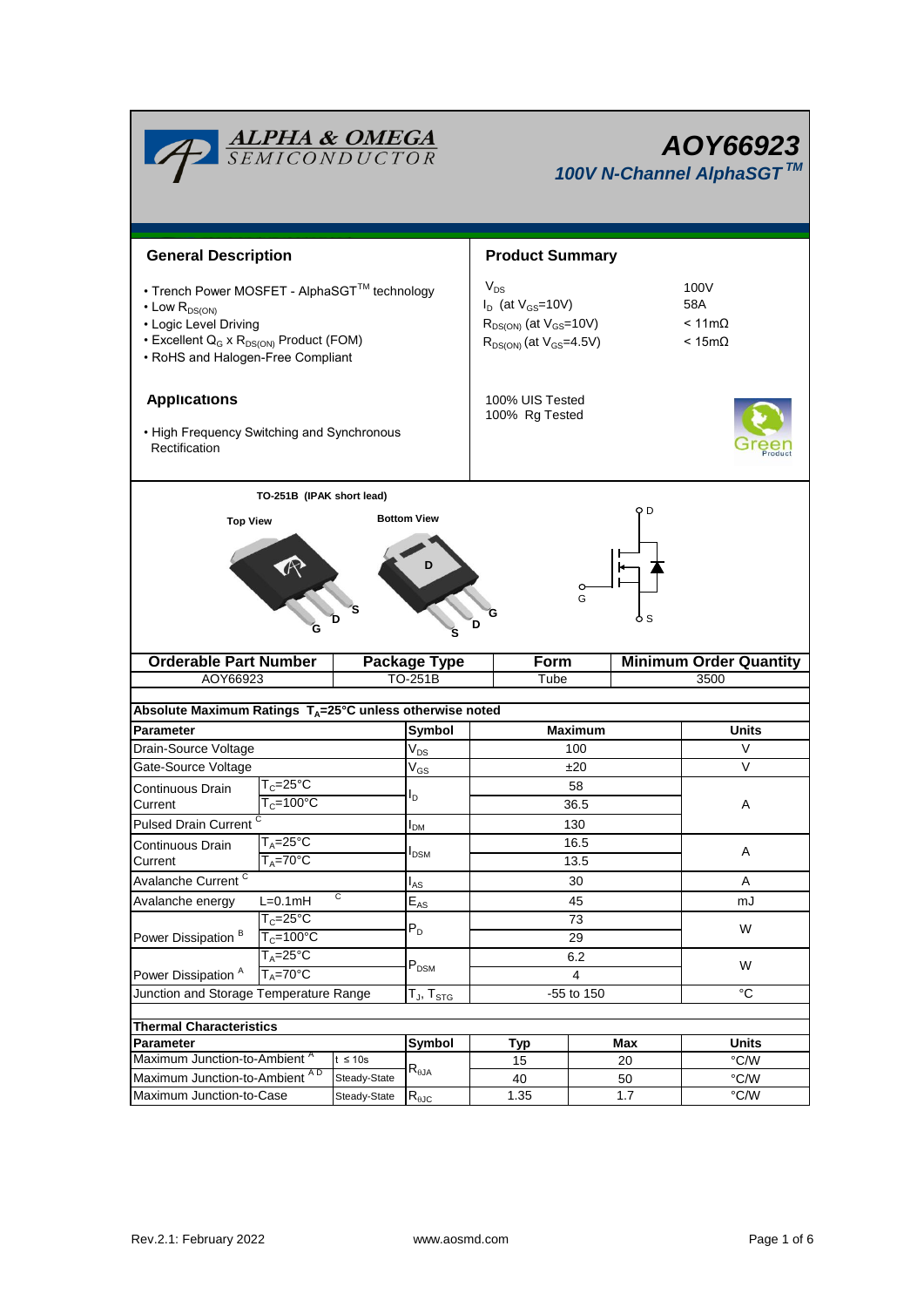# AOY66923

*100V N-Channel AlphaSGT™*

## General Description

- Trench Power MOSFET - AlphaSGT™ technology
- Low $R_{DS(ON)}$
- Logic Level Driving
- Excellent $Q_G$ x $R_{DS(ON)}$ Product (FOM)
- RoHS and Halogen-Free Compliant

## Product Summary

| | |
|---|---|
| $V_{DS}$ | 100V |
| $I_D$ (at $V_{GS}$=10V) | 58A |
| $R_{DS(ON)}$ (at $V_{GS}$=10V) | < 11mΩ |
| $R_{DS(ON)}$ (at $V_{GS}$=4.5V) | < 15mΩ |

100% UIS Tested
100% Rg Tested

## Applications

- High Frequency Switching and Synchronous Rectification

TO-251B (IPAK short lead)

Top View | Bottom View

| Orderable Part Number | Package Type | Form | Minimum Order Quantity |
|---|---|---|---|
| AOY66923 | TO-251B | Tube | 3500 |

**Absolute Maximum Ratings $T_A$=25°C unless otherwise noted**

| Parameter | | Symbol | Maximum | Units |
|---|---|---|---|---|
| Drain-Source Voltage | | $V_{DS}$ | 100 | V |
| Gate-Source Voltage | | $V_{GS}$ | ±20 | V |
| Continuous Drain Current | $T_C$=25°C | $I_D$ | 58 | A |
| | $T_C$=100°C | | 36.5 | |
| Pulsed Drain Current [C] | | $I_{DM}$ | 130 | |
| Continuous Drain Current | $T_A$=25°C | $I_{DSM}$ | 16.5 | A |
| | $T_A$=70°C | | 13.5 | |
| Avalanche Current [C] | | $I_{AS}$ | 30 | A |
| Avalanche energy | L=0.1mH [C] | $E_{AS}$ | 45 | mJ |
| Power Dissipation [B] | $T_C$=25°C | $P_D$ | 73 | W |
| | $T_C$=100°C | | 29 | |
| Power Dissipation [A] | $T_A$=25°C | $P_{DSM}$ | 6.2 | W |
| | $T_A$=70°C | | 4 | |
| Junction and Storage Temperature Range | | $T_J$, $T_{STG}$ | -55 to 150 | °C |

**Thermal Characteristics**

| Parameter | | Symbol | Typ | Max | Units |
|---|---|---|---|---|---|
| Maximum Junction-to-Ambient [A] | t ≤ 10s | $R_{\theta JA}$ | 15 | 20 | °C/W |
| Maximum Junction-to-Ambient [A D] | Steady-State | | 40 | 50 | °C/W |
| Maximum Junction-to-Case | Steady-State | $R_{\theta JC}$ | 1.35 | 1.7 | °C/W |

Rev.2.1: February 2022 www.aosmd.com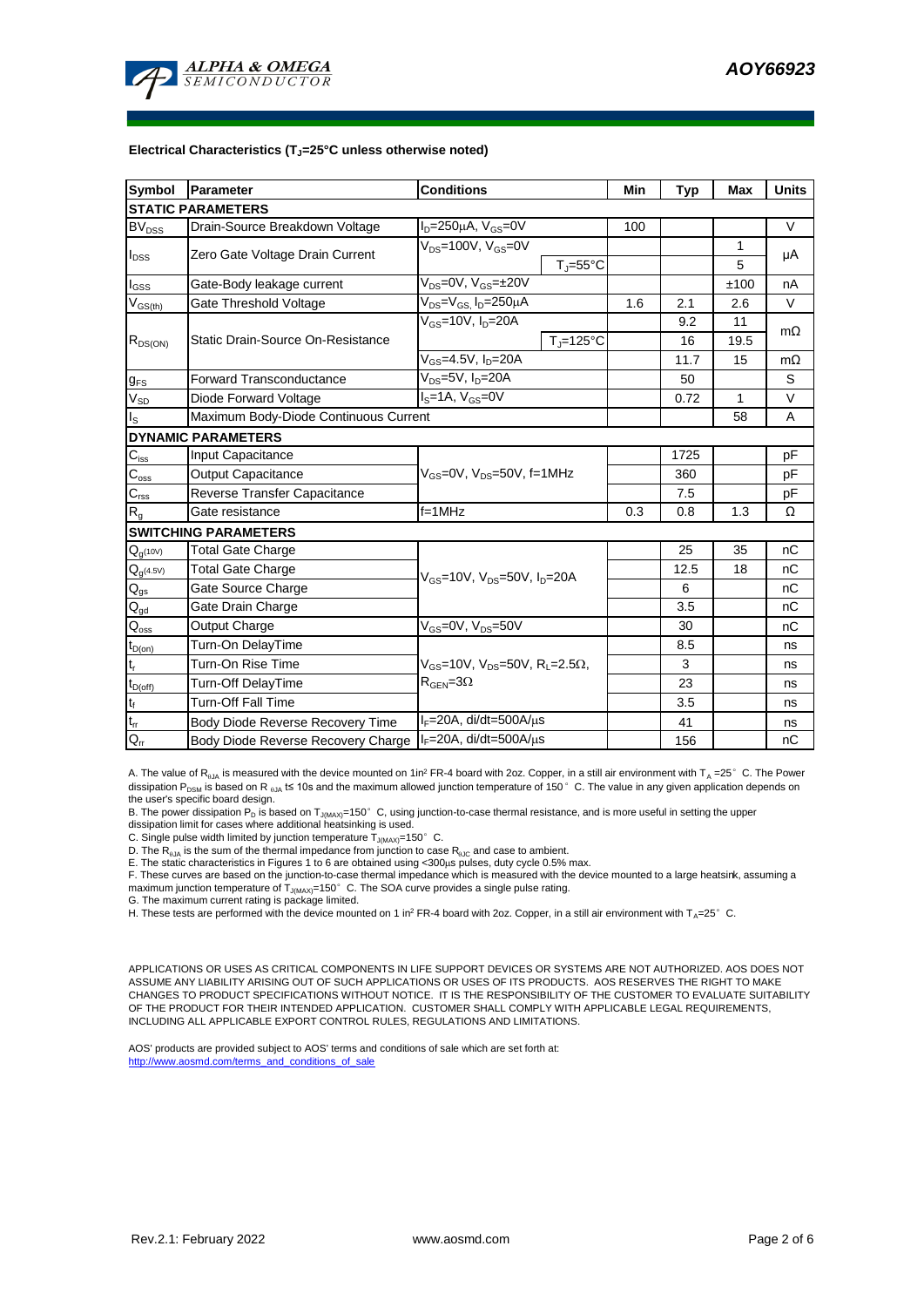**Electrical Characteristics ($T_J$=25°C unless otherwise noted)**

| Symbol | Parameter | Conditions | Min | Typ | Max | Units |
|---|---|---|---|---|---|---|
| **STATIC PARAMETERS** | | | | | | |
| $BV_{DSS}$ | Drain-Source Breakdown Voltage | $I_D$=250µA, $V_{GS}$=0V | 100 | | | V |
| $I_{DSS}$ | Zero Gate Voltage Drain Current | $V_{DS}$=100V, $V_{GS}$=0V | | | 1 | µA |
| | | $T_J$=55°C | | | 5 | |
| $I_{GSS}$ | Gate-Body leakage current | $V_{DS}$=0V, $V_{GS}$=±20V | | | ±100 | nA |
| $V_{GS(th)}$ | Gate Threshold Voltage | $V_{DS}$=$V_{GS}$, $I_D$=250µA | 1.6 | 2.1 | 2.6 | V |
| $R_{DS(ON)}$ | Static Drain-Source On-Resistance | $V_{GS}$=10V, $I_D$=20A | | 9.2 | 11 | mΩ |
| | | $T_J$=125°C | | 16 | 19.5 | |
| | | $V_{GS}$=4.5V, $I_D$=20A | | 11.7 | 15 | mΩ |
| $g_{FS}$ | Forward Transconductance | $V_{DS}$=5V, $I_D$=20A | | 50 | | S |
| $V_{SD}$ | Diode Forward Voltage | $I_S$=1A, $V_{GS}$=0V | | 0.72 | 1 | V |
| $I_S$ | Maximum Body-Diode Continuous Current | | | | 58 | A |
| **DYNAMIC PARAMETERS** | | | | | | |
| $C_{iss}$ | Input Capacitance | $V_{GS}$=0V, $V_{DS}$=50V, f=1MHz | | 1725 | | pF |
| $C_{oss}$ | Output Capacitance | | | 360 | | pF |
| $C_{rss}$ | Reverse Transfer Capacitance | | | 7.5 | | pF |
| $R_g$ | Gate resistance | f=1MHz | 0.3 | 0.8 | 1.3 | Ω |
| **SWITCHING PARAMETERS** | | | | | | |
| $Q_{g(10V)}$ | Total Gate Charge | $V_{GS}$=10V, $V_{DS}$=50V, $I_D$=20A | | 25 | 35 | nC |
| $Q_{g(4.5V)}$ | Total Gate Charge | | | 12.5 | 18 | nC |
| $Q_{gs}$ | Gate Source Charge | | | 6 | | nC |
| $Q_{gd}$ | Gate Drain Charge | | | 3.5 | | nC |
| $Q_{oss}$ | Output Charge | $V_{GS}$=0V, $V_{DS}$=50V | | 30 | | nC |
| $t_{D(on)}$ | Turn-On DelayTime | $V_{GS}$=10V, $V_{DS}$=50V, $R_L$=2.5Ω, $R_{GEN}$=3Ω | | 8.5 | | ns |
| $t_r$ | Turn-On Rise Time | | | 3 | | ns |
| $t_{D(off)}$ | Turn-Off DelayTime | | | 23 | | ns |
| $t_f$ | Turn-Off Fall Time | | | 3.5 | | ns |
| $t_{rr}$ | Body Diode Reverse Recovery Time | $I_F$=20A, di/dt=500A/µs | | 41 | | ns |
| $Q_{rr}$ | Body Diode Reverse Recovery Charge | $I_F$=20A, di/dt=500A/µs | | 156 | | nC |

A. The value of $R_{\theta JA}$ is measured with the device mounted on 1in² FR-4 board with 2oz. Copper, in a still air environment with $T_A$ =25° C. The Power dissipation $P_{DSM}$ is based on $R_{\theta JA}$ t≤ 10s and the maximum allowed junction temperature of 150° C. The value in any given application depends on the user's specific board design.

B. The power dissipation $P_D$ is based on $T_{J(MAX)}$=150° C, using junction-to-case thermal resistance, and is more useful in setting the upper dissipation limit for cases where additional heatsinking is used.

C. Single pulse width limited by junction temperature $T_{J(MAX)}$=150° C.

D. The $R_{\theta JA}$ is the sum of the thermal impedance from junction to case $R_{\theta JC}$ and case to ambient.

E. The static characteristics in Figures 1 to 6 are obtained using <300µs pulses, duty cycle 0.5% max.

F. These curves are based on the junction-to-case thermal impedance which is measured with the device mounted to a large heatsink, assuming a maximum junction temperature of $T_{J(MAX)}$=150° C. The SOA curve provides a single pulse rating.

G. The maximum current rating is package limited.

H. These tests are performed with the device mounted on 1 in² FR-4 board with 2oz. Copper, in a still air environment with $T_A$=25° C.

APPLICATIONS OR USES AS CRITICAL COMPONENTS IN LIFE SUPPORT DEVICES OR SYSTEMS ARE NOT AUTHORIZED. AOS DOES NOT ASSUME ANY LIABILITY ARISING OUT OF SUCH APPLICATIONS OR USES OF ITS PRODUCTS. AOS RESERVES THE RIGHT TO MAKE CHANGES TO PRODUCT SPECIFICATIONS WITHOUT NOTICE. IT IS THE RESPONSIBILITY OF THE CUSTOMER TO EVALUATE SUITABILITY OF THE PRODUCT FOR THEIR INTENDED APPLICATION. CUSTOMER SHALL COMPLY WITH APPLICABLE LEGAL REQUIREMENTS, INCLUDING ALL APPLICABLE EXPORT CONTROL RULES, REGULATIONS AND LIMITATIONS.

AOS' products are provided subject to AOS' terms and conditions of sale which are set forth at:
http://www.aosmd.com/terms_and_conditions_of_sale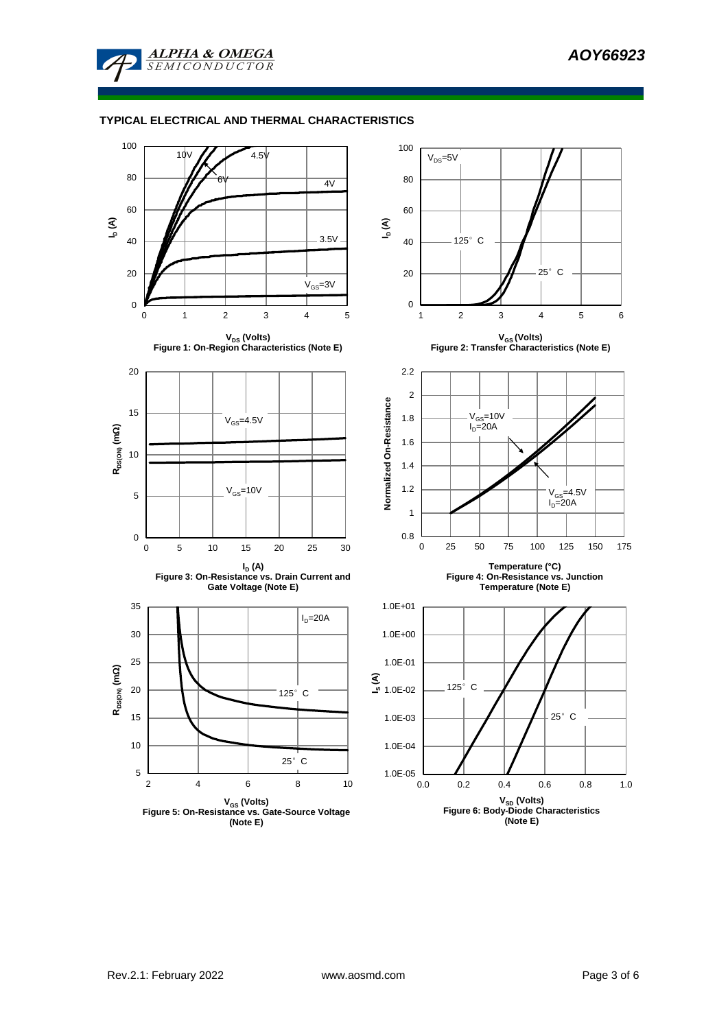## TYPICAL ELECTRICAL AND THERMAL CHARACTERISTICS

Figure 1: On-Region Characteristics (Note E)

Figure 2: Transfer Characteristics (Note E)

Figure 3: On-Resistance vs. Drain Current and Gate Voltage (Note E)

Figure 4: On-Resistance vs. Junction Temperature (Note E)

Figure 5: On-Resistance vs. Gate-Source Voltage (Note E)

Figure 6: Body-Diode Characteristics (Note E)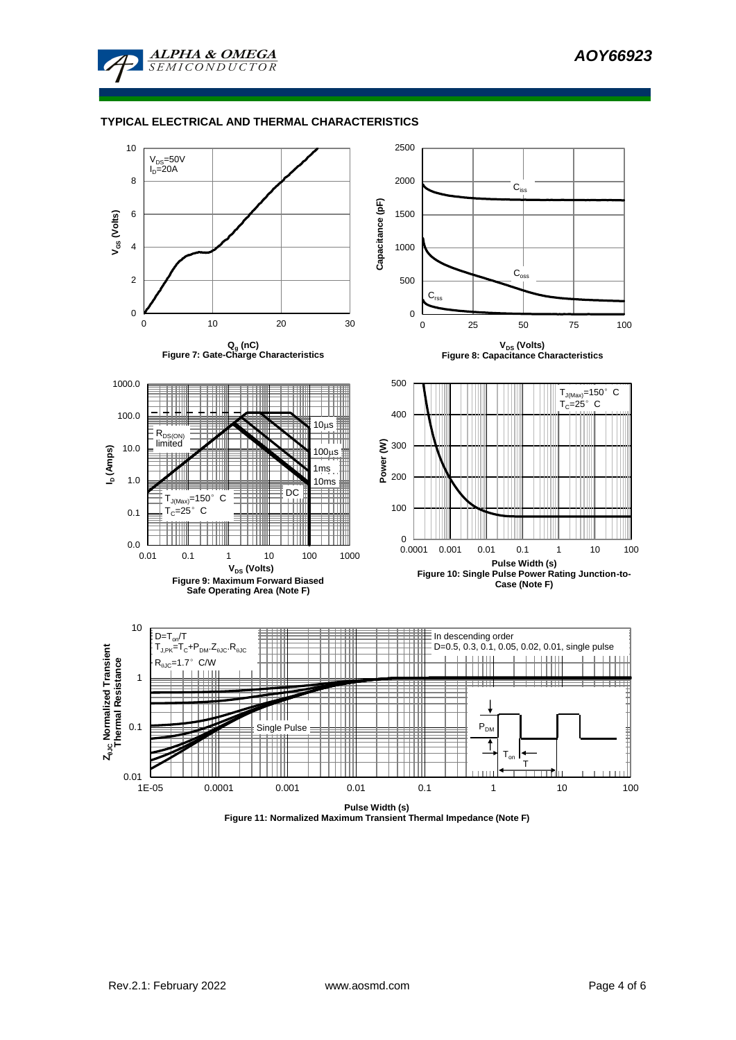## TYPICAL ELECTRICAL AND THERMAL CHARACTERISTICS

$V_{DS}$=50V
$I_D$=20A

Figure 7: Gate-Charge Characteristics

Figure 8: Capacitance Characteristics

Figure 9: Maximum Forward Biased Safe Operating Area (Note F)

Figure 10: Single Pulse Power Rating Junction-to-Case (Note F)

D=$T_{on}$/T
$T_{J,PK}=T_C+P_{DM}.Z_{\theta JC}.R_{\theta JC}$
$R_{\theta JC}$=1.7° C/W

In descending order
D=0.5, 0.3, 0.1, 0.05, 0.02, 0.01, single pulse

Figure 11: Normalized Maximum Transient Thermal Impedance (Note F)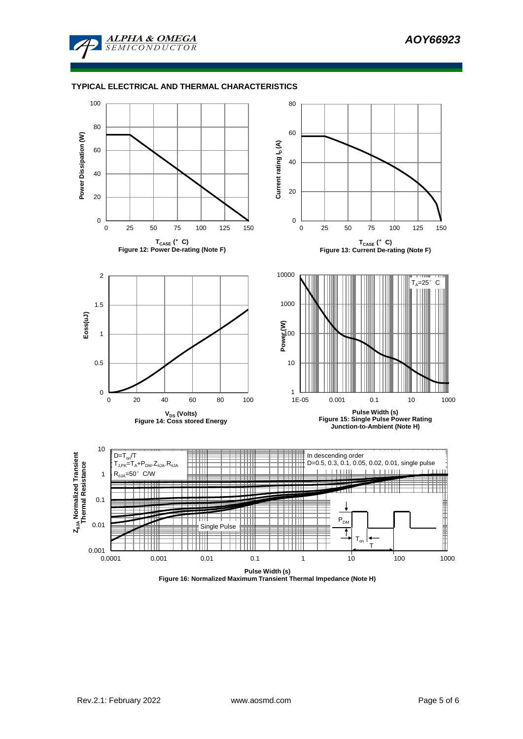## TYPICAL ELECTRICAL AND THERMAL CHARACTERISTICS

Figure 12: Power De-rating (Note F)

Figure 13: Current De-rating (Note F)

Figure 14: Coss stored Energy

Figure 15: Single Pulse Power Rating Junction-to-Ambient (Note H)

Figure 16: Normalized Maximum Transient Thermal Impedance (Note H)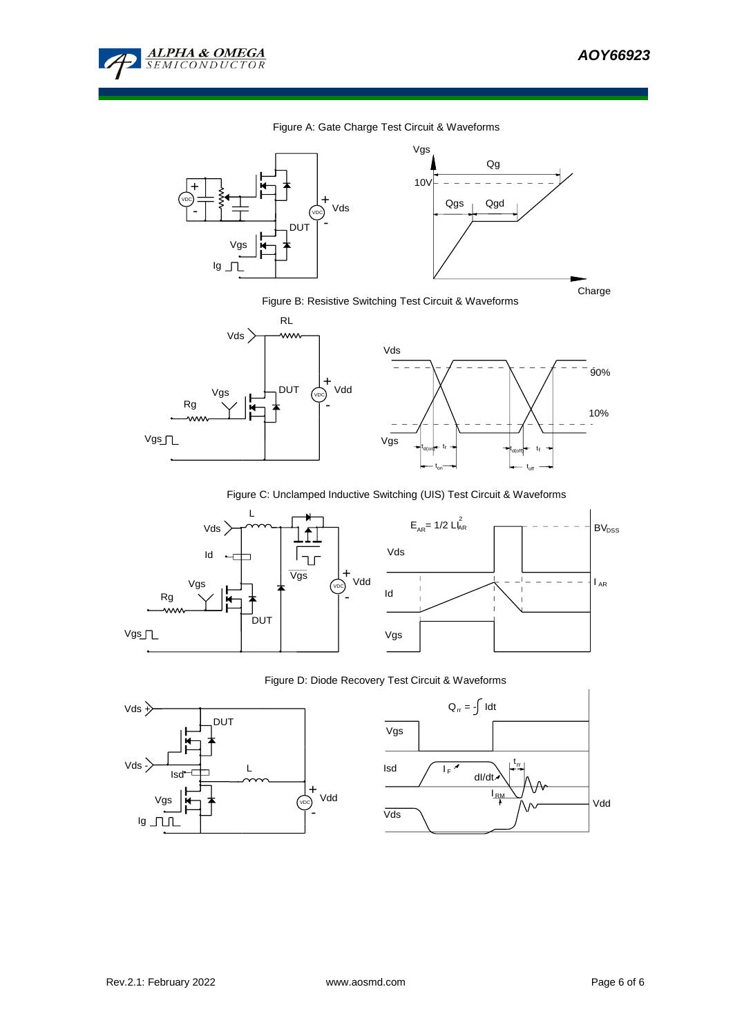Figure A: Gate Charge Test Circuit & Waveforms

VDC
+
-
DUT
+
VDC
Vds
-
Vgs
Ig
Vgs
Qg
10V
Qgs
Qgd
Charge

Figure B: Resistive Switching Test Circuit & Waveforms

RL
Vds
DUT
Vgs
+
VDC
Vdd
-
Rg
Vgs
Vds
90%
10%
Vgs
$t_{d(on)}$
$t_r$
$t_{on}$
$t_{d(off)}$
$t_f$
$t_{off}$

Figure C: Unclamped Inductive Switching (UIS) Test Circuit & Waveforms

L
Vds
Id
Vgs
Vgs
+
VDC
Vdd
-
Rg
DUT
Vgs
$E_{AR} = 1/2\ LI_{AR}^2$
$BV_{DSS}$
Vds
Id
$I_{AR}$
Vgs

Figure D: Diode Recovery Test Circuit & Waveforms

Vds +
DUT
Vds -
Isd
L
+
VDC
Vdd
-
Vgs
Ig
$Q_{rr} = -\int Idt$
Vgs
Isd
$I_F$
dI/dt
$t_{rr}$
$I_{RM}$
Vdd
Vds